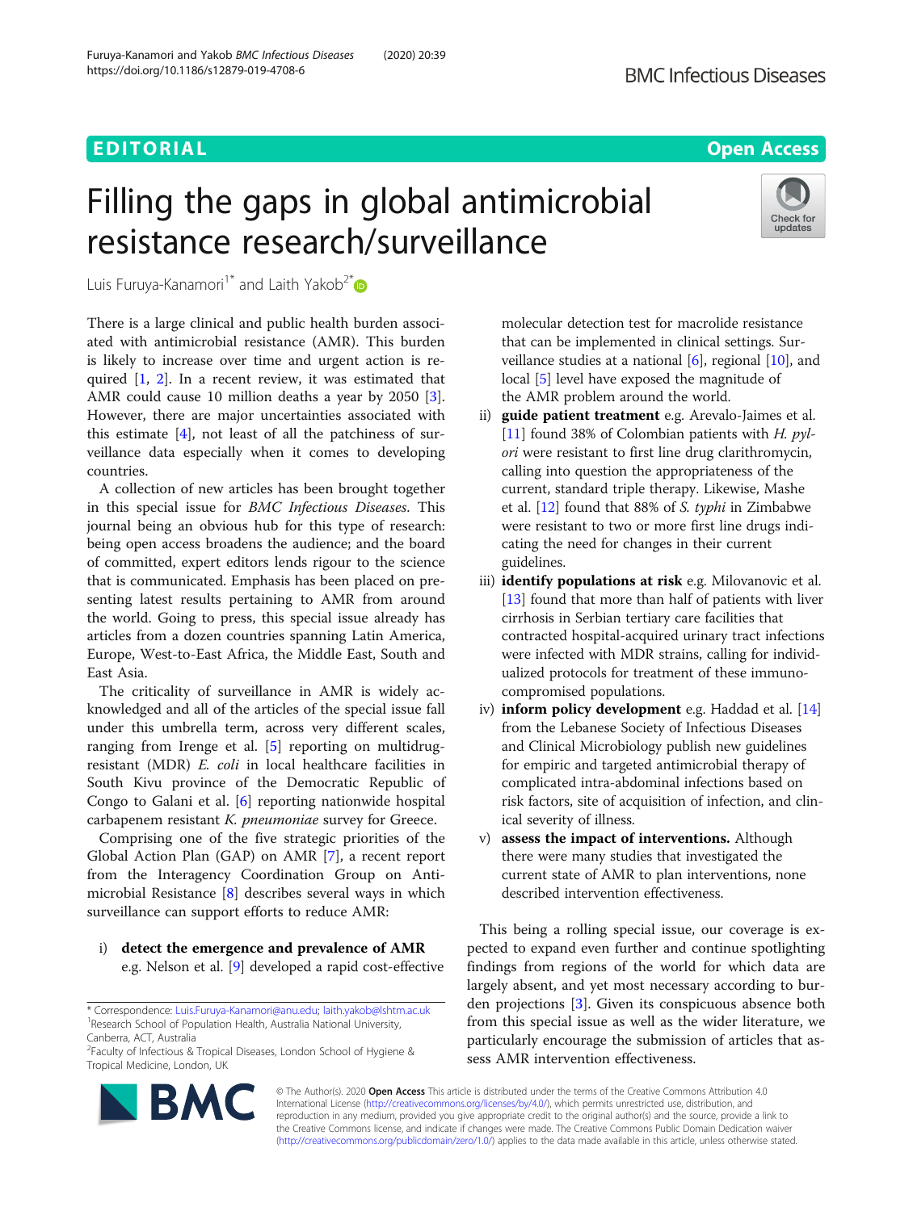EDITORIAL

Open Access

# Filling the gaps in global antimicrobial resistance research/surveillance

Luis Furuya-Kanamori[1*] and Laith Yakob[2*]

There is a large clinical and public health burden associated with antimicrobial resistance (AMR). This burden is likely to increase over time and urgent action is required [1, 2]. In a recent review, it was estimated that AMR could cause 10 million deaths a year by 2050 [3]. However, there are major uncertainties associated with this estimate [4], not least of all the patchiness of surveillance data especially when it comes to developing countries.

A collection of new articles has been brought together in this special issue for *BMC Infectious Diseases*. This journal being an obvious hub for this type of research: being open access broadens the audience; and the board of committed, expert editors lends rigour to the science that is communicated. Emphasis has been placed on presenting latest results pertaining to AMR from around the world. Going to press, this special issue already has articles from a dozen countries spanning Latin America, Europe, West-to-East Africa, the Middle East, South and East Asia.

The criticality of surveillance in AMR is widely acknowledged and all of the articles of the special issue fall under this umbrella term, across very different scales, ranging from Irenge et al. [5] reporting on multidrug-resistant (MDR) *E. coli* in local healthcare facilities in South Kivu province of the Democratic Republic of Congo to Galani et al. [6] reporting nationwide hospital carbapenem resistant *K. pneumoniae* survey for Greece.

Comprising one of the five strategic priorities of the Global Action Plan (GAP) on AMR [7], a recent report from the Interagency Coordination Group on Antimicrobial Resistance [8] describes several ways in which surveillance can support efforts to reduce AMR:

i) **detect the emergence and prevalence of AMR** e.g. Nelson et al. [9] developed a rapid cost-effective molecular detection test for macrolide resistance that can be implemented in clinical settings. Surveillance studies at a national [6], regional [10], and local [5] level have exposed the magnitude of the AMR problem around the world.
ii) **guide patient treatment** e.g. Arevalo-Jaimes et al. [11] found 38% of Colombian patients with *H. pylori* were resistant to first line drug clarithromycin, calling into question the appropriateness of the current, standard triple therapy. Likewise, Mashe et al. [12] found that 88% of *S. typhi* in Zimbabwe were resistant to two or more first line drugs indicating the need for changes in their current guidelines.
iii) **identify populations at risk** e.g. Milovanovic et al. [13] found that more than half of patients with liver cirrhosis in Serbian tertiary care facilities that contracted hospital-acquired urinary tract infections were infected with MDR strains, calling for individualized protocols for treatment of these immunocompromised populations.
iv) **inform policy development** e.g. Haddad et al. [14] from the Lebanese Society of Infectious Diseases and Clinical Microbiology publish new guidelines for empiric and targeted antimicrobial therapy of complicated intra-abdominal infections based on risk factors, site of acquisition of infection, and clinical severity of illness.
v) **assess the impact of interventions.** Although there were many studies that investigated the current state of AMR to plan interventions, none described intervention effectiveness.

This being a rolling special issue, our coverage is expected to expand even further and continue spotlighting findings from regions of the world for which data are largely absent, and yet most necessary according to burden projections [3]. Given its conspicuous absence both from this special issue as well as the wider literature, we particularly encourage the submission of articles that assess AMR intervention effectiveness.

* Correspondence: Luis.Furuya-Kanamori@anu.edu; laith.yakob@lshtm.ac.uk
[1]Research School of Population Health, Australia National University, Canberra, ACT, Australia
[2]Faculty of Infectious & Tropical Diseases, London School of Hygiene & Tropical Medicine, London, UK

© The Author(s). 2020 **Open Access** This article is distributed under the terms of the Creative Commons Attribution 4.0 International License (http://creativecommons.org/licenses/by/4.0/), which permits unrestricted use, distribution, and reproduction in any medium, provided you give appropriate credit to the original author(s) and the source, provide a link to the Creative Commons license, and indicate if changes were made. The Creative Commons Public Domain Dedication waiver (http://creativecommons.org/publicdomain/zero/1.0/) applies to the data made available in this article, unless otherwise stated.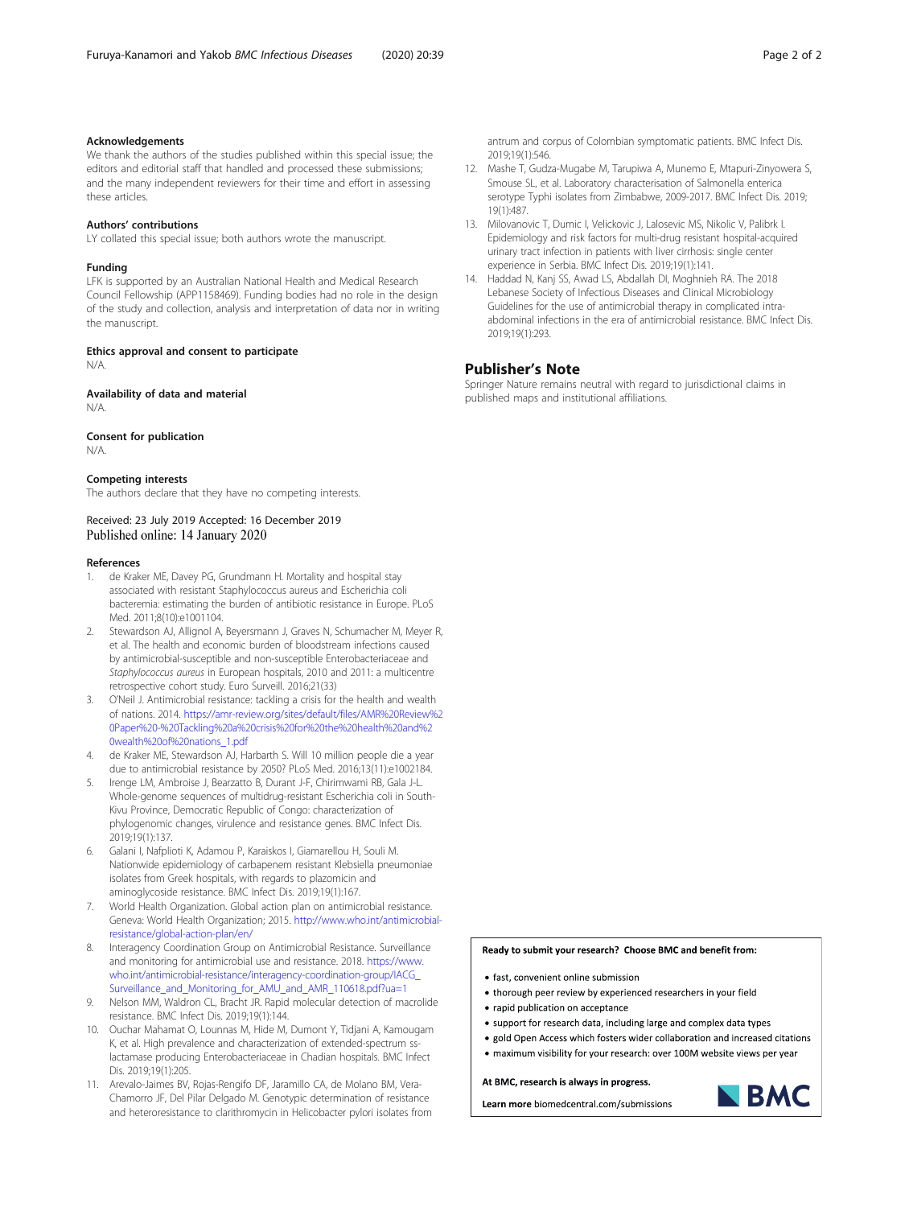### Acknowledgements

We thank the authors of the studies published within this special issue; the editors and editorial staff that handled and processed these submissions; and the many independent reviewers for their time and effort in assessing these articles.

### Authors' contributions

LY collated this special issue; both authors wrote the manuscript.

### Funding

LFK is supported by an Australian National Health and Medical Research Council Fellowship (APP1158469). Funding bodies had no role in the design of the study and collection, analysis and interpretation of data nor in writing the manuscript.

### Ethics approval and consent to participate

N/A.

### Availability of data and material

N/A.

### Consent for publication

N/A.

### Competing interests

The authors declare that they have no competing interests.

Received: 23 July 2019 Accepted: 16 December 2019
Published online: 14 January 2020

### References

1. de Kraker ME, Davey PG, Grundmann H. Mortality and hospital stay associated with resistant Staphylococcus aureus and Escherichia coli bacteremia: estimating the burden of antibiotic resistance in Europe. PLoS Med. 2011;8(10):e1001104.
2. Stewardson AJ, Allignol A, Beyersmann J, Graves N, Schumacher M, Meyer R, et al. The health and economic burden of bloodstream infections caused by antimicrobial-susceptible and non-susceptible Enterobacteriaceae and *Staphylococcus aureus* in European hospitals, 2010 and 2011: a multicentre retrospective cohort study. Euro Surveill. 2016;21(33)
3. O'Neil J. Antimicrobial resistance: tackling a crisis for the health and wealth of nations. 2014. https://amr-review.org/sites/default/files/AMR%20Review%20Paper%20-%20Tackling%20a%20crisis%20for%20the%20health%20and%20wealth%20of%20nations_1.pdf
4. de Kraker ME, Stewardson AJ, Harbarth S. Will 10 million people die a year due to antimicrobial resistance by 2050? PLoS Med. 2016;13(11):e1002184.
5. Irenge LM, Ambroise J, Bearzatto B, Durant J-F, Chirimwami RB, Gala J-L. Whole-genome sequences of multidrug-resistant Escherichia coli in South-Kivu Province, Democratic Republic of Congo: characterization of phylogenomic changes, virulence and resistance genes. BMC Infect Dis. 2019;19(1):137.
6. Galani I, Nafplioti K, Adamou P, Karaiskos I, Giamarellou H, Souli M. Nationwide epidemiology of carbapenem resistant Klebsiella pneumoniae isolates from Greek hospitals, with regards to plazomicin and aminoglycoside resistance. BMC Infect Dis. 2019;19(1):167.
7. World Health Organization. Global action plan on antimicrobial resistance. Geneva: World Health Organization; 2015. http://www.who.int/antimicrobial-resistance/global-action-plan/en/
8. Interagency Coordination Group on Antimicrobial Resistance. Surveillance and monitoring for antimicrobial use and resistance. 2018. https://www.who.int/antimicrobial-resistance/interagency-coordination-group/IACG_Surveillance_and_Monitoring_for_AMU_and_AMR_110618.pdf?ua=1
9. Nelson MM, Waldron CL, Bracht JR. Rapid molecular detection of macrolide resistance. BMC Infect Dis. 2019;19(1):144.
10. Ouchar Mahamat O, Lounnas M, Hide M, Dumont Y, Tidjani A, Kamougam K, et al. High prevalence and characterization of extended-spectrum ss-lactamase producing Enterobacteriaceae in Chadian hospitals. BMC Infect Dis. 2019;19(1):205.
11. Arevalo-Jaimes BV, Rojas-Rengifo DF, Jaramillo CA, de Molano BM, Vera-Chamorro JF, Del Pilar Delgado M. Genotypic determination of resistance and heteroresistance to clarithromycin in Helicobacter pylori isolates from antrum and corpus of Colombian symptomatic patients. BMC Infect Dis. 2019;19(1):546.
12. Mashe T, Gudza-Mugabe M, Tarupiwa A, Munemo E, Mtapuri-Zinyowera S, Smouse SL, et al. Laboratory characterisation of Salmonella enterica serotype Typhi isolates from Zimbabwe, 2009-2017. BMC Infect Dis. 2019;19(1):487.
13. Milovanovic T, Dumic I, Velickovic J, Lalosevic MS, Nikolic V, Palibrk I. Epidemiology and risk factors for multi-drug resistant hospital-acquired urinary tract infection in patients with liver cirrhosis: single center experience in Serbia. BMC Infect Dis. 2019;19(1):141.
14. Haddad N, Kanj SS, Awad LS, Abdallah DI, Moghnieh RA. The 2018 Lebanese Society of Infectious Diseases and Clinical Microbiology Guidelines for the use of antimicrobial therapy in complicated intra-abdominal infections in the era of antimicrobial resistance. BMC Infect Dis. 2019;19(1):293.

## Publisher's Note

Springer Nature remains neutral with regard to jurisdictional claims in published maps and institutional affiliations.

**Ready to submit your research? Choose BMC and benefit from:**

- fast, convenient online submission
- thorough peer review by experienced researchers in your field
- rapid publication on acceptance
- support for research data, including large and complex data types
- gold Open Access which fosters wider collaboration and increased citations
- maximum visibility for your research: over 100M website views per year

**At BMC, research is always in progress.**

**Learn more** biomedcentral.com/submissions

BMC